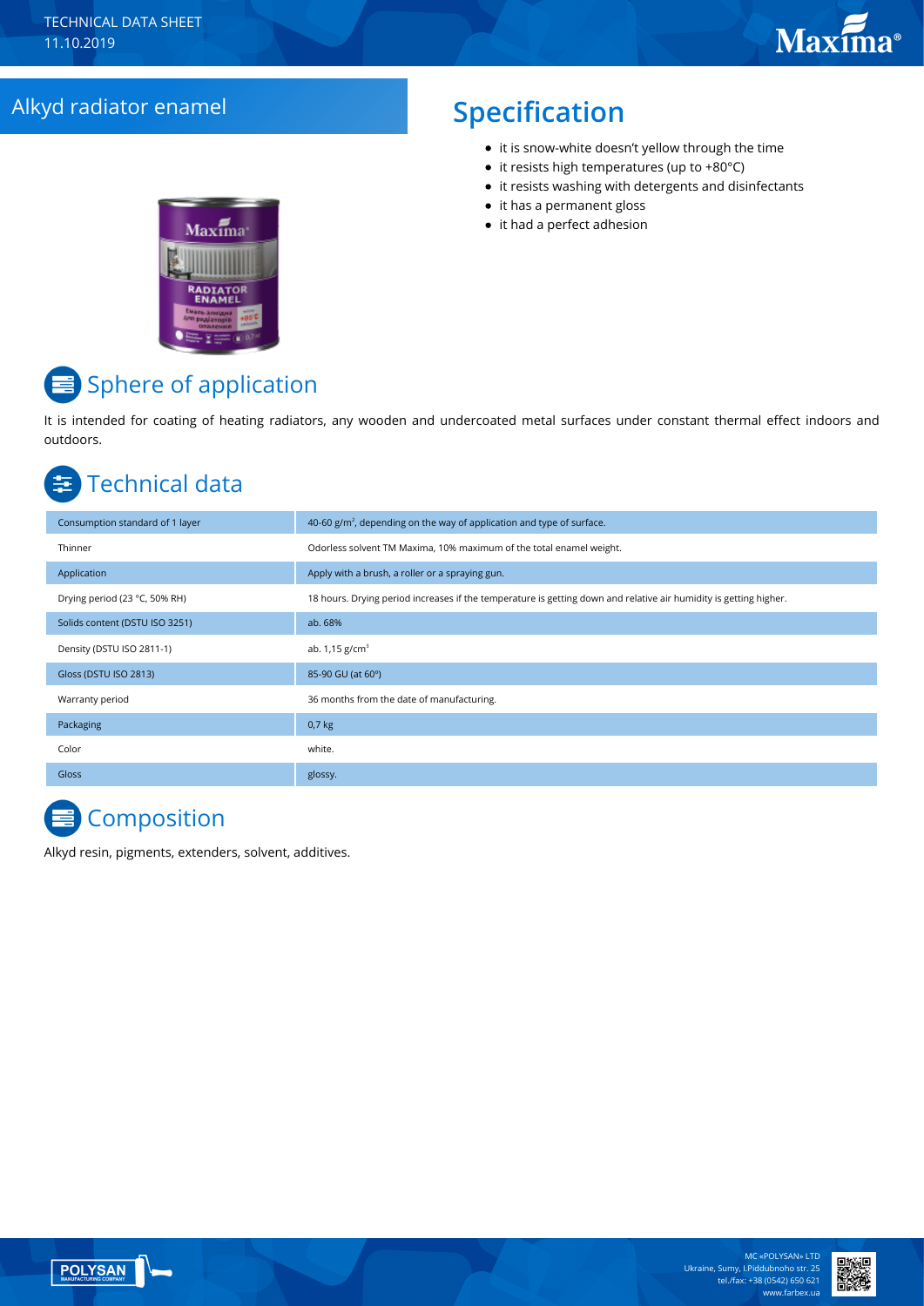TECHNICAL DATA SHEET
11.10.2019

# Alkyd radiator enamel

## Specification

- it is snow-white doesn't yellow through the time
- it resists high temperatures (up to +80°C)
- it resists washing with detergents and disinfectants
- it has a permanent gloss
- it had a perfect adhesion

## Sphere of application

It is intended for coating of heating radiators, any wooden and undercoated metal surfaces under constant thermal effect indoors and outdoors.

## Technical data

| | |
|---|---|
| Consumption standard of 1 layer | 40-60 g/m², depending on the way of application and type of surface. |
| Thinner | Odorless solvent TM Maxima, 10% maximum of the total enamel weight. |
| Application | Apply with a brush, a roller or a spraying gun. |
| Drying period (23 °C, 50% RH) | 18 hours. Drying period increases if the temperature is getting down and relative air humidity is getting higher. |
| Solids content (DSTU ISO 3251) | ab. 68% |
| Density (DSTU ISO 2811-1) | ab. 1,15 g/cm³ |
| Gloss (DSTU ISO 2813) | 85-90 GU (at 60º) |
| Warranty period | 36 months from the date of manufacturing. |
| Packaging | 0,7 kg |
| Color | white. |
| Gloss | glossy. |

## Composition

Alkyd resin, pigments, extenders, solvent, additives.

MC «POLYSAN» LTD
Ukraine, Sumy, I.Piddubnoho str. 25
tel./fax: +38 (0542) 650 621
www.farbex.ua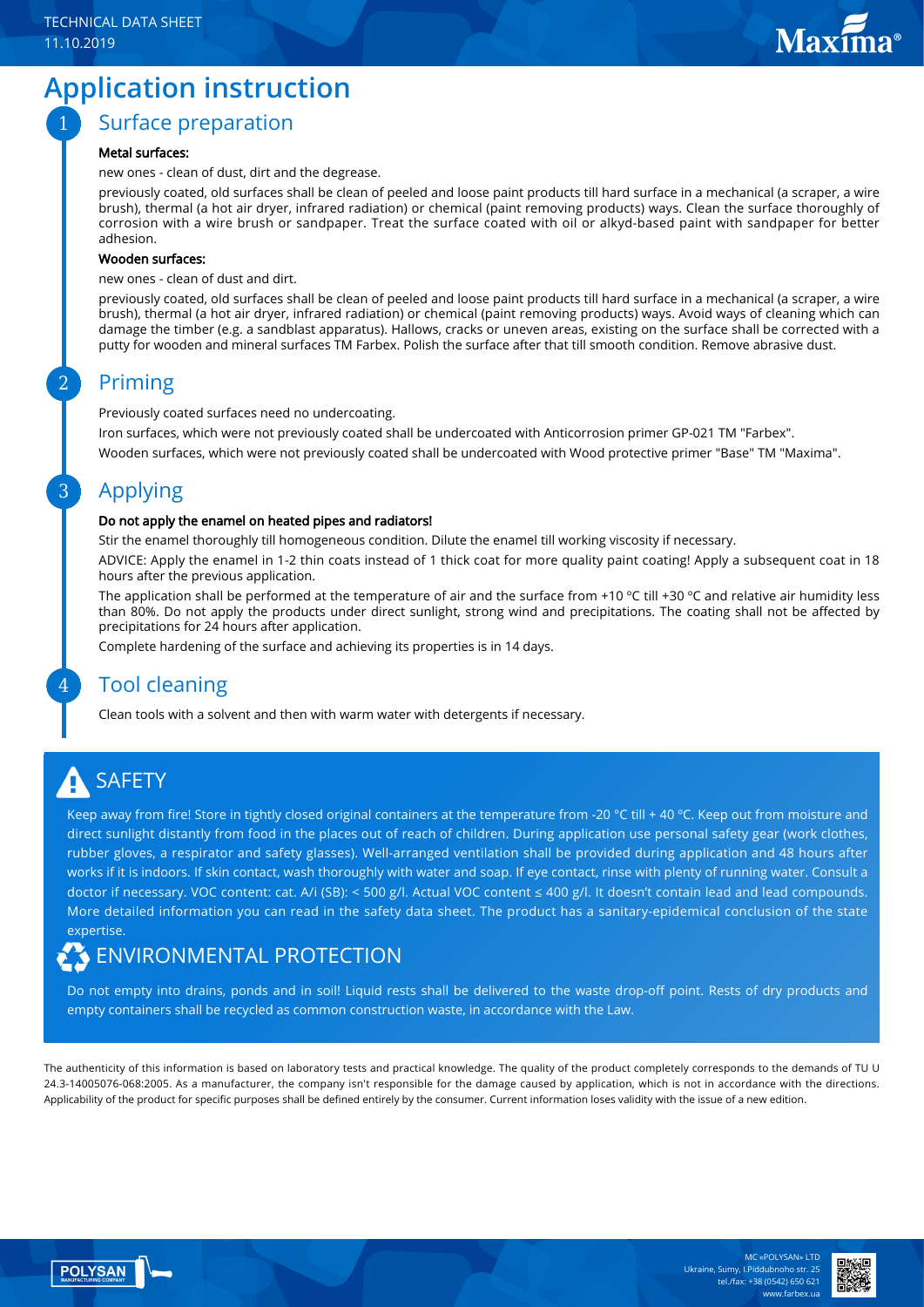# Application instruction

## 1 Surface preparation

**Metal surfaces:**

new ones - clean of dust, dirt and the degrease.

previously coated, old surfaces shall be clean of peeled and loose paint products till hard surface in a mechanical (a scraper, a wire brush), thermal (a hot air dryer, infrared radiation) or chemical (paint removing products) ways. Clean the surface thoroughly of corrosion with a wire brush or sandpaper. Treat the surface coated with oil or alkyd-based paint with sandpaper for better adhesion.

**Wooden surfaces:**

new ones - clean of dust and dirt.

previously coated, old surfaces shall be clean of peeled and loose paint products till hard surface in a mechanical (a scraper, a wire brush), thermal (a hot air dryer, infrared radiation) or chemical (paint removing products) ways. Avoid ways of cleaning which can damage the timber (e.g. a sandblast apparatus). Hallows, cracks or uneven areas, existing on the surface shall be corrected with a putty for wooden and mineral surfaces TM Farbex. Polish the surface after that till smooth condition. Remove abrasive dust.

## 2 Priming

Previously coated surfaces need no undercoating.

Iron surfaces, which were not previously coated shall be undercoated with Anticorrosion primer GP-021 TM "Farbex".

Wooden surfaces, which were not previously coated shall be undercoated with Wood protective primer "Base" TM "Maxima".

## 3 Applying

**Do not apply the enamel on heated pipes and radiators!**

Stir the enamel thoroughly till homogeneous condition. Dilute the enamel till working viscosity if necessary.

ADVICE: Apply the enamel in 1-2 thin coats instead of 1 thick coat for more quality paint coating! Apply a subsequent coat in 18 hours after the previous application.

The application shall be performed at the temperature of air and the surface from +10 °C till +30 °C and relative air humidity less than 80%. Do not apply the products under direct sunlight, strong wind and precipitations. The coating shall not be affected by precipitations for 24 hours after application.

Complete hardening of the surface and achieving its properties is in 14 days.

## 4 Tool cleaning

Clean tools with a solvent and then with warm water with detergents if necessary.

## SAFETY

Keep away from fire! Store in tightly closed original containers at the temperature from -20 °C till + 40 °C. Keep out from moisture and direct sunlight distantly from food in the places out of reach of children. During application use personal safety gear (work clothes, rubber gloves, a respirator and safety glasses). Well-arranged ventilation shall be provided during application and 48 hours after works if it is indoors. If skin contact, wash thoroughly with water and soap. If eye contact, rinse with plenty of running water. Consult a doctor if necessary. VOC content: cat. A/i (SB): < 500 g/l. Actual VOC content ≤ 400 g/l. It doesn't contain lead and lead compounds. More detailed information you can read in the safety data sheet. The product has a sanitary-epidemical conclusion of the state expertise.

## ENVIRONMENTAL PROTECTION

Do not empty into drains, ponds and in soil! Liquid rests shall be delivered to the waste drop-off point. Rests of dry products and empty containers shall be recycled as common construction waste, in accordance with the Law.

The authenticity of this information is based on laboratory tests and practical knowledge. The quality of the product completely corresponds to the demands of TU U 24.3-14005076-068:2005. As a manufacturer, the company isn't responsible for the damage caused by application, which is not in accordance with the directions. Applicability of the product for specific purposes shall be defined entirely by the consumer. Current information loses validity with the issue of a new edition.

MC «POLYSAN» LTD
Ukraine, Sumy, I.Piddubnoho str. 25
tel./fax: +38 (0542) 650 621
www.farbex.ua